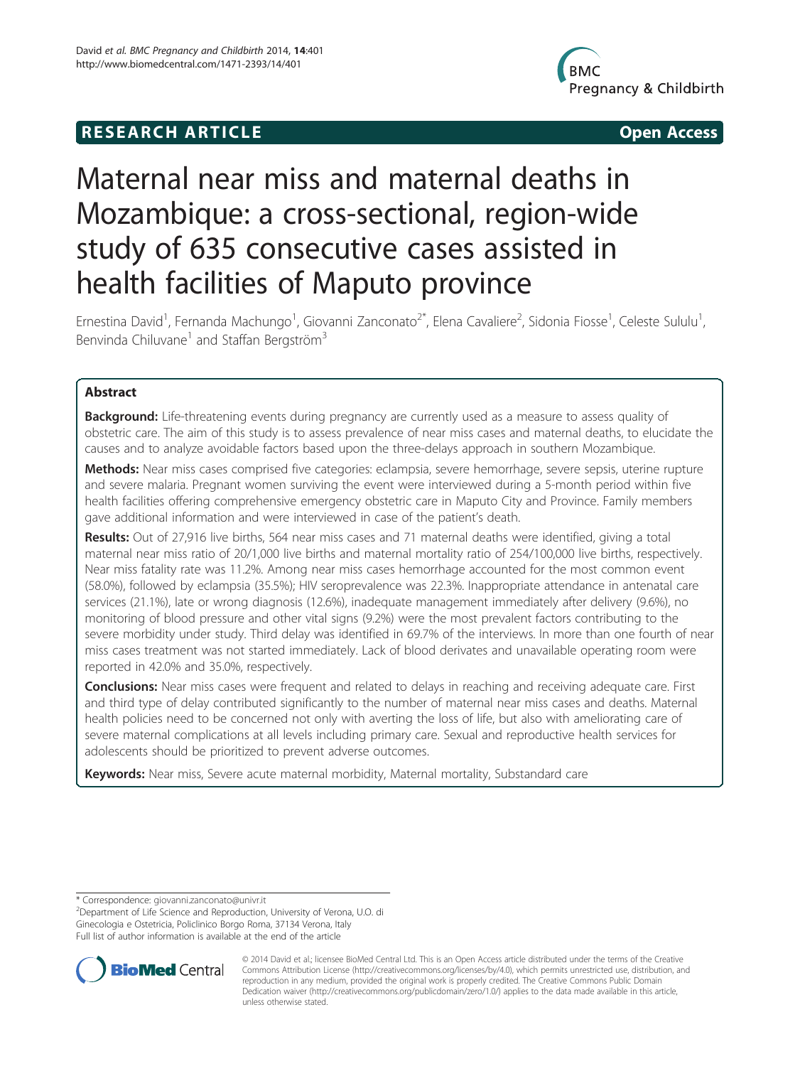**RESEARCH ARTICLE** **Open Access**

# Maternal near miss and maternal deaths in Mozambique: a cross-sectional, region-wide study of 635 consecutive cases assisted in health facilities of Maputo province

Ernestina David[1], Fernanda Machungo[1], Giovanni Zanconato[2*], Elena Cavaliere[2], Sidonia Fiosse[1], Celeste Sululu[1], Benvinda Chiluvane[1] and Staffan Bergström[3]

## Abstract

**Background:** Life-threatening events during pregnancy are currently used as a measure to assess quality of obstetric care. The aim of this study is to assess prevalence of near miss cases and maternal deaths, to elucidate the causes and to analyze avoidable factors based upon the three-delays approach in southern Mozambique.

**Methods:** Near miss cases comprised five categories: eclampsia, severe hemorrhage, severe sepsis, uterine rupture and severe malaria. Pregnant women surviving the event were interviewed during a 5-month period within five health facilities offering comprehensive emergency obstetric care in Maputo City and Province. Family members gave additional information and were interviewed in case of the patient's death.

**Results:** Out of 27,916 live births, 564 near miss cases and 71 maternal deaths were identified, giving a total maternal near miss ratio of 20/1,000 live births and maternal mortality ratio of 254/100,000 live births, respectively. Near miss fatality rate was 11.2%. Among near miss cases hemorrhage accounted for the most common event (58.0%), followed by eclampsia (35.5%); HIV seroprevalence was 22.3%. Inappropriate attendance in antenatal care services (21.1%), late or wrong diagnosis (12.6%), inadequate management immediately after delivery (9.6%), no monitoring of blood pressure and other vital signs (9.2%) were the most prevalent factors contributing to the severe morbidity under study. Third delay was identified in 69.7% of the interviews. In more than one fourth of near miss cases treatment was not started immediately. Lack of blood derivates and unavailable operating room were reported in 42.0% and 35.0%, respectively.

**Conclusions:** Near miss cases were frequent and related to delays in reaching and receiving adequate care. First and third type of delay contributed significantly to the number of maternal near miss cases and deaths. Maternal health policies need to be concerned not only with averting the loss of life, but also with ameliorating care of severe maternal complications at all levels including primary care. Sexual and reproductive health services for adolescents should be prioritized to prevent adverse outcomes.

**Keywords:** Near miss, Severe acute maternal morbidity, Maternal mortality, Substandard care

---

\* Correspondence: giovanni.zanconato@univr.it
[2]Department of Life Science and Reproduction, University of Verona, U.O. di Ginecologia e Ostetricia, Policlinico Borgo Roma, 37134 Verona, Italy
Full list of author information is available at the end of the article

© 2014 David et al.; licensee BioMed Central Ltd. This is an Open Access article distributed under the terms of the Creative Commons Attribution License (http://creativecommons.org/licenses/by/4.0), which permits unrestricted use, distribution, and reproduction in any medium, provided the original work is properly credited. The Creative Commons Public Domain Dedication waiver (http://creativecommons.org/publicdomain/zero/1.0/) applies to the data made available in this article, unless otherwise stated.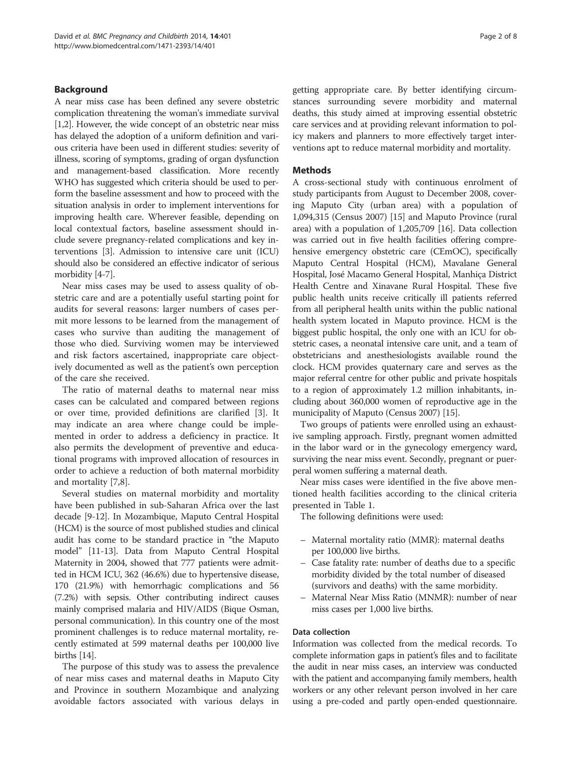## Background

A near miss case has been defined any severe obstetric complication threatening the woman's immediate survival [1,2]. However, the wide concept of an obstetric near miss has delayed the adoption of a uniform definition and various criteria have been used in different studies: severity of illness, scoring of symptoms, grading of organ dysfunction and management-based classification. More recently WHO has suggested which criteria should be used to perform the baseline assessment and how to proceed with the situation analysis in order to implement interventions for improving health care. Wherever feasible, depending on local contextual factors, baseline assessment should include severe pregnancy-related complications and key interventions [3]. Admission to intensive care unit (ICU) should also be considered an effective indicator of serious morbidity [4-7].

Near miss cases may be used to assess quality of obstetric care and are a potentially useful starting point for audits for several reasons: larger numbers of cases permit more lessons to be learned from the management of cases who survive than auditing the management of those who died. Surviving women may be interviewed and risk factors ascertained, inappropriate care objectively documented as well as the patient's own perception of the care she received.

The ratio of maternal deaths to maternal near miss cases can be calculated and compared between regions or over time, provided definitions are clarified [3]. It may indicate an area where change could be implemented in order to address a deficiency in practice. It also permits the development of preventive and educational programs with improved allocation of resources in order to achieve a reduction of both maternal morbidity and mortality [7,8].

Several studies on maternal morbidity and mortality have been published in sub-Saharan Africa over the last decade [9-12]. In Mozambique, Maputo Central Hospital (HCM) is the source of most published studies and clinical audit has come to be standard practice in "the Maputo model" [11-13]. Data from Maputo Central Hospital Maternity in 2004, showed that 777 patients were admitted in HCM ICU, 362 (46.6%) due to hypertensive disease, 170 (21.9%) with hemorrhagic complications and 56 (7.2%) with sepsis. Other contributing indirect causes mainly comprised malaria and HIV/AIDS (Bique Osman, personal communication). In this country one of the most prominent challenges is to reduce maternal mortality, recently estimated at 599 maternal deaths per 100,000 live births [14].

The purpose of this study was to assess the prevalence of near miss cases and maternal deaths in Maputo City and Province in southern Mozambique and analyzing avoidable factors associated with various delays in getting appropriate care. By better identifying circumstances surrounding severe morbidity and maternal deaths, this study aimed at improving essential obstetric care services and at providing relevant information to policy makers and planners to more effectively target interventions apt to reduce maternal morbidity and mortality.

## Methods

A cross-sectional study with continuous enrolment of study participants from August to December 2008, covering Maputo City (urban area) with a population of 1,094,315 (Census 2007) [15] and Maputo Province (rural area) with a population of 1,205,709 [16]. Data collection was carried out in five health facilities offering comprehensive emergency obstetric care (CEmOC), specifically Maputo Central Hospital (HCM), Mavalane General Hospital, José Macamo General Hospital, Manhiça District Health Centre and Xinavane Rural Hospital. These five public health units receive critically ill patients referred from all peripheral health units within the public national health system located in Maputo province. HCM is the biggest public hospital, the only one with an ICU for obstetric cases, a neonatal intensive care unit, and a team of obstetricians and anesthesiologists available round the clock. HCM provides quaternary care and serves as the major referral centre for other public and private hospitals to a region of approximately 1.2 million inhabitants, including about 360,000 women of reproductive age in the municipality of Maputo (Census 2007) [15].

Two groups of patients were enrolled using an exhaustive sampling approach. Firstly, pregnant women admitted in the labor ward or in the gynecology emergency ward, surviving the near miss event. Secondly, pregnant or puerperal women suffering a maternal death.

Near miss cases were identified in the five above mentioned health facilities according to the clinical criteria presented in Table 1.

The following definitions were used:

- Maternal mortality ratio (MMR): maternal deaths per 100,000 live births.
- Case fatality rate: number of deaths due to a specific morbidity divided by the total number of diseased (survivors and deaths) with the same morbidity.
- Maternal Near Miss Ratio (MNMR): number of near miss cases per 1,000 live births.

### Data collection

Information was collected from the medical records. To complete information gaps in patient's files and to facilitate the audit in near miss cases, an interview was conducted with the patient and accompanying family members, health workers or any other relevant person involved in her care using a pre-coded and partly open-ended questionnaire.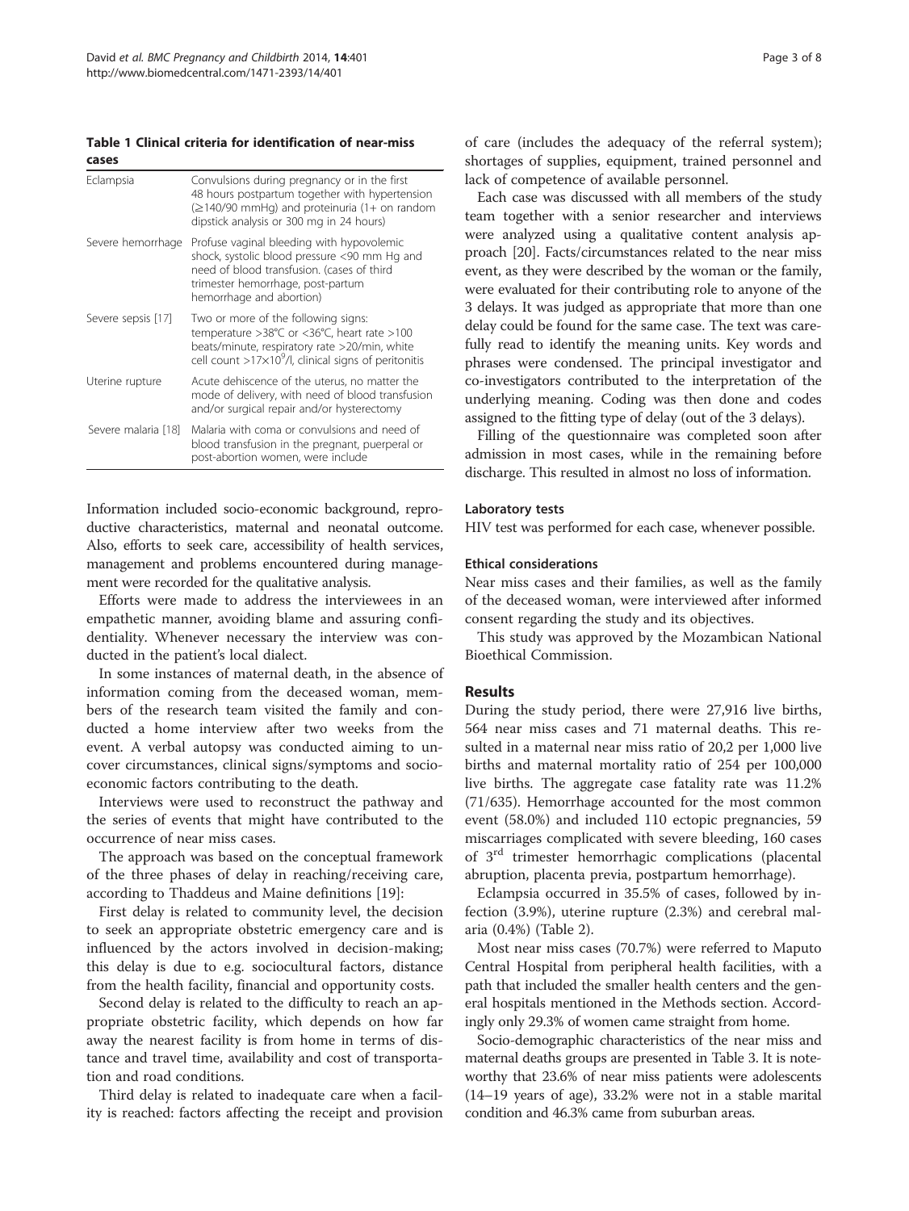**Table 1 Clinical criteria for identification of near-miss cases**

| | |
|---|---|
| Eclampsia | Convulsions during pregnancy or in the first 48 hours postpartum together with hypertension (≥140/90 mmHg) and proteinuria (1+ on random dipstick analysis or 300 mg in 24 hours) |
| Severe hemorrhage | Profuse vaginal bleeding with hypovolemic shock, systolic blood pressure <90 mm Hg and need of blood transfusion. (cases of third trimester hemorrhage, post-partum hemorrhage and abortion) |
| Severe sepsis [17] | Two or more of the following signs: temperature >38°C or <36°C, heart rate >100 beats/minute, respiratory rate >20/min, white cell count $>17\times10^9$/l, clinical signs of peritonitis |
| Uterine rupture | Acute dehiscence of the uterus, no matter the mode of delivery, with need of blood transfusion and/or surgical repair and/or hysterectomy |
| Severe malaria [18] | Malaria with coma or convulsions and need of blood transfusion in the pregnant, puerperal or post-abortion women, were include |

Information included socio-economic background, reproductive characteristics, maternal and neonatal outcome. Also, efforts to seek care, accessibility of health services, management and problems encountered during management were recorded for the qualitative analysis.

Efforts were made to address the interviewees in an empathetic manner, avoiding blame and assuring confidentiality. Whenever necessary the interview was conducted in the patient's local dialect.

In some instances of maternal death, in the absence of information coming from the deceased woman, members of the research team visited the family and conducted a home interview after two weeks from the event. A verbal autopsy was conducted aiming to uncover circumstances, clinical signs/symptoms and socio-economic factors contributing to the death.

Interviews were used to reconstruct the pathway and the series of events that might have contributed to the occurrence of near miss cases.

The approach was based on the conceptual framework of the three phases of delay in reaching/receiving care, according to Thaddeus and Maine definitions [19]:

First delay is related to community level, the decision to seek an appropriate obstetric emergency care and is influenced by the actors involved in decision-making; this delay is due to e.g. sociocultural factors, distance from the health facility, financial and opportunity costs.

Second delay is related to the difficulty to reach an appropriate obstetric facility, which depends on how far away the nearest facility is from home in terms of distance and travel time, availability and cost of transportation and road conditions.

Third delay is related to inadequate care when a facility is reached: factors affecting the receipt and provision of care (includes the adequacy of the referral system); shortages of supplies, equipment, trained personnel and lack of competence of available personnel.

Each case was discussed with all members of the study team together with a senior researcher and interviews were analyzed using a qualitative content analysis approach [20]. Facts/circumstances related to the near miss event, as they were described by the woman or the family, were evaluated for their contributing role to anyone of the 3 delays. It was judged as appropriate that more than one delay could be found for the same case. The text was carefully read to identify the meaning units. Key words and phrases were condensed. The principal investigator and co-investigators contributed to the interpretation of the underlying meaning. Coding was then done and codes assigned to the fitting type of delay (out of the 3 delays).

Filling of the questionnaire was completed soon after admission in most cases, while in the remaining before discharge. This resulted in almost no loss of information.

#### Laboratory tests

HIV test was performed for each case, whenever possible.

#### Ethical considerations

Near miss cases and their families, as well as the family of the deceased woman, were interviewed after informed consent regarding the study and its objectives.

This study was approved by the Mozambican National Bioethical Commission.

## Results

During the study period, there were 27,916 live births, 564 near miss cases and 71 maternal deaths. This resulted in a maternal near miss ratio of 20,2 per 1,000 live births and maternal mortality ratio of 254 per 100,000 live births. The aggregate case fatality rate was 11.2% (71/635). Hemorrhage accounted for the most common event (58.0%) and included 110 ectopic pregnancies, 59 miscarriages complicated with severe bleeding, 160 cases of 3[rd] trimester hemorrhagic complications (placental abruption, placenta previa, postpartum hemorrhage).

Eclampsia occurred in 35.5% of cases, followed by infection (3.9%), uterine rupture (2.3%) and cerebral malaria (0.4%) (Table 2).

Most near miss cases (70.7%) were referred to Maputo Central Hospital from peripheral health facilities, with a path that included the smaller health centers and the general hospitals mentioned in the Methods section. Accordingly only 29.3% of women came straight from home.

Socio-demographic characteristics of the near miss and maternal deaths groups are presented in Table 3. It is noteworthy that 23.6% of near miss patients were adolescents (14–19 years of age), 33.2% were not in a stable marital condition and 46.3% came from suburban areas.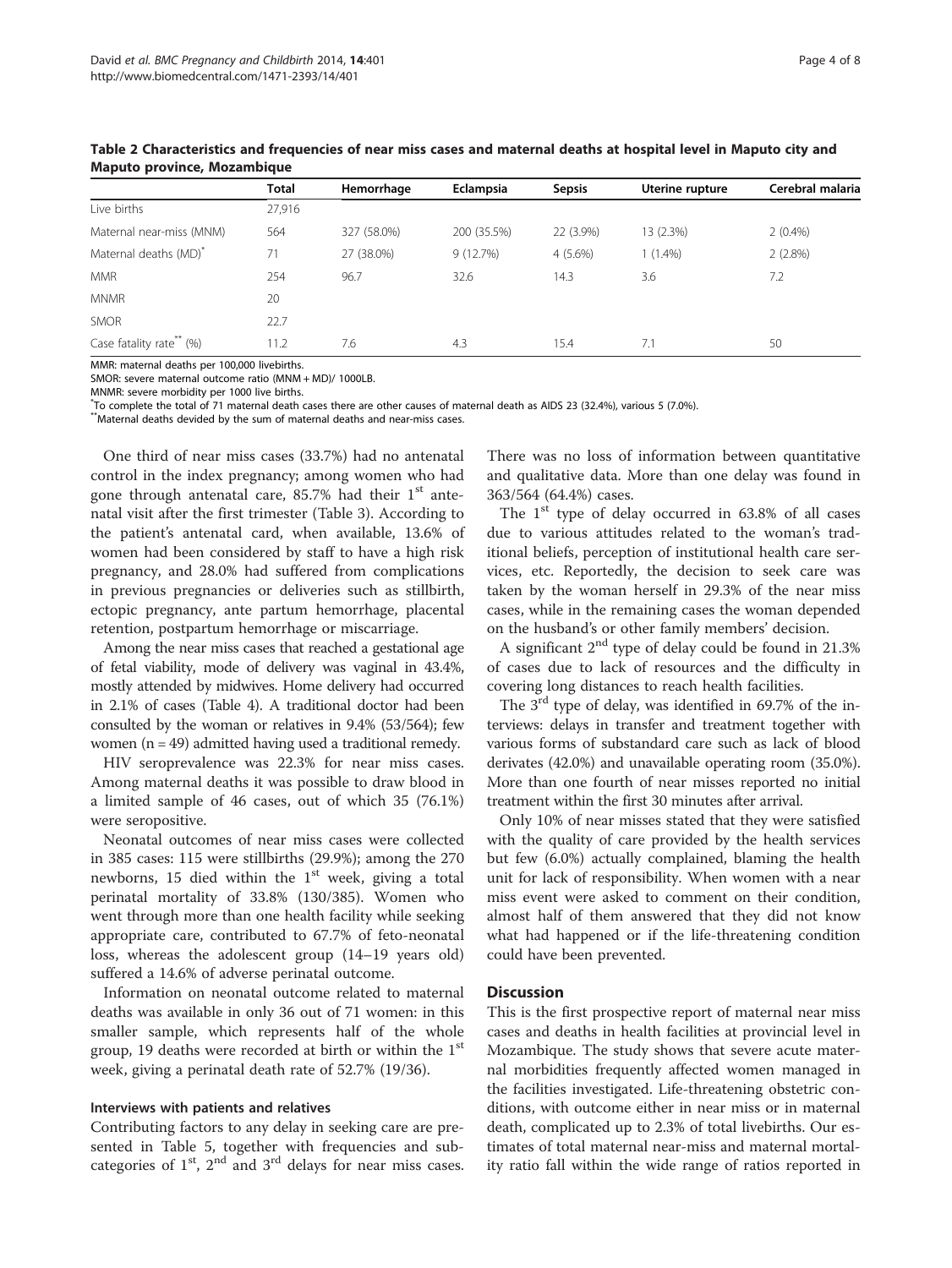**Table 2 Characteristics and frequencies of near miss cases and maternal deaths at hospital level in Maputo city and Maputo province, Mozambique**

| | Total | Hemorrhage | Eclampsia | Sepsis | Uterine rupture | Cerebral malaria |
|---|---|---|---|---|---|---|
| Live births | 27,916 | | | | | |
| Maternal near-miss (MNM) | 564 | 327 (58.0%) | 200 (35.5%) | 22 (3.9%) | 13 (2.3%) | 2 (0.4%) |
| Maternal deaths (MD)* | 71 | 27 (38.0%) | 9 (12.7%) | 4 (5.6%) | 1 (1.4%) | 2 (2.8%) |
| MMR | 254 | 96.7 | 32.6 | 14.3 | 3.6 | 7.2 |
| MNMR | 20 | | | | | |
| SMOR | 22.7 | | | | | |
| Case fatality rate** (%) | 11.2 | 7.6 | 4.3 | 15.4 | 7.1 | 50 |

MMR: maternal deaths per 100,000 livebirths.
SMOR: severe maternal outcome ratio (MNM + MD)/ 1000LB.
MNMR: severe morbidity per 1000 live births.
*To complete the total of 71 maternal death cases there are other causes of maternal death as AIDS 23 (32.4%), various 5 (7.0%).
**Maternal deaths devided by the sum of maternal deaths and near-miss cases.

One third of near miss cases (33.7%) had no antenatal control in the index pregnancy; among women who had gone through antenatal care, 85.7% had their 1st antenatal visit after the first trimester (Table 3). According to the patient's antenatal card, when available, 13.6% of women had been considered by staff to have a high risk pregnancy, and 28.0% had suffered from complications in previous pregnancies or deliveries such as stillbirth, ectopic pregnancy, ante partum hemorrhage, placental retention, postpartum hemorrhage or miscarriage.

Among the near miss cases that reached a gestational age of fetal viability, mode of delivery was vaginal in 43.4%, mostly attended by midwives. Home delivery had occurred in 2.1% of cases (Table 4). A traditional doctor had been consulted by the woman or relatives in 9.4% (53/564); few women (n = 49) admitted having used a traditional remedy.

HIV seroprevalence was 22.3% for near miss cases. Among maternal deaths it was possible to draw blood in a limited sample of 46 cases, out of which 35 (76.1%) were seropositive.

Neonatal outcomes of near miss cases were collected in 385 cases: 115 were stillbirths (29.9%); among the 270 newborns, 15 died within the 1st week, giving a total perinatal mortality of 33.8% (130/385). Women who went through more than one health facility while seeking appropriate care, contributed to 67.7% of feto-neonatal loss, whereas the adolescent group (14–19 years old) suffered a 14.6% of adverse perinatal outcome.

Information on neonatal outcome related to maternal deaths was available in only 36 out of 71 women: in this smaller sample, which represents half of the whole group, 19 deaths were recorded at birth or within the 1st week, giving a perinatal death rate of 52.7% (19/36).

### Interviews with patients and relatives

Contributing factors to any delay in seeking care are presented in Table 5, together with frequencies and subcategories of 1st, 2nd and 3rd delays for near miss cases. There was no loss of information between quantitative and qualitative data. More than one delay was found in 363/564 (64.4%) cases.

The 1st type of delay occurred in 63.8% of all cases due to various attitudes related to the woman's traditional beliefs, perception of institutional health care services, etc. Reportedly, the decision to seek care was taken by the woman herself in 29.3% of the near miss cases, while in the remaining cases the woman depended on the husband's or other family members' decision.

A significant 2nd type of delay could be found in 21.3% of cases due to lack of resources and the difficulty in covering long distances to reach health facilities.

The 3rd type of delay, was identified in 69.7% of the interviews: delays in transfer and treatment together with various forms of substandard care such as lack of blood derivates (42.0%) and unavailable operating room (35.0%). More than one fourth of near misses reported no initial treatment within the first 30 minutes after arrival.

Only 10% of near misses stated that they were satisfied with the quality of care provided by the health services but few (6.0%) actually complained, blaming the health unit for lack of responsibility. When women with a near miss event were asked to comment on their condition, almost half of them answered that they did not know what had happened or if the life-threatening condition could have been prevented.

## Discussion

This is the first prospective report of maternal near miss cases and deaths in health facilities at provincial level in Mozambique. The study shows that severe acute maternal morbidities frequently affected women managed in the facilities investigated. Life-threatening obstetric conditions, with outcome either in near miss or in maternal death, complicated up to 2.3% of total livebirths. Our estimates of total maternal near-miss and maternal mortality ratio fall within the wide range of ratios reported in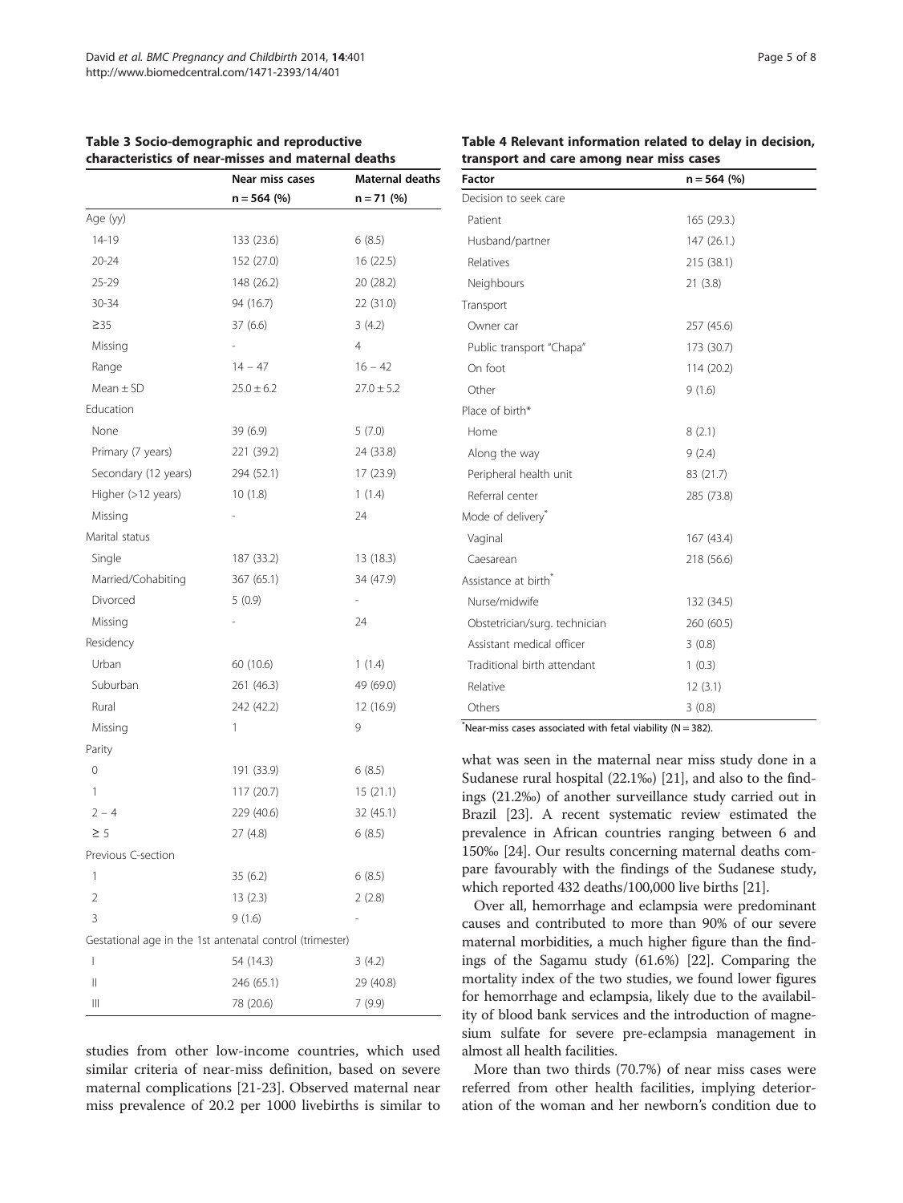**Table 3 Socio-demographic and reproductive characteristics of near-misses and maternal deaths**

| | Near miss cases | Maternal deaths |
|---|---|---|
| | n = 564 (%) | n = 71 (%) |
| Age (yy) | | |
| 14-19 | 133 (23.6) | 6 (8.5) |
| 20-24 | 152 (27.0) | 16 (22.5) |
| 25-29 | 148 (26.2) | 20 (28.2) |
| 30-34 | 94 (16.7) | 22 (31.0) |
| ≥35 | 37 (6.6) | 3 (4.2) |
| Missing | - | 4 |
| Range | 14 – 47 | 16 – 42 |
| Mean ± SD | 25.0 ± 6.2 | 27.0 ± 5.2 |
| Education | | |
| None | 39 (6.9) | 5 (7.0) |
| Primary (7 years) | 221 (39.2) | 24 (33.8) |
| Secondary (12 years) | 294 (52.1) | 17 (23.9) |
| Higher (>12 years) | 10 (1.8) | 1 (1.4) |
| Missing | - | 24 |
| Marital status | | |
| Single | 187 (33.2) | 13 (18.3) |
| Married/Cohabiting | 367 (65.1) | 34 (47.9) |
| Divorced | 5 (0.9) | - |
| Missing | - | 24 |
| Residency | | |
| Urban | 60 (10.6) | 1 (1.4) |
| Suburban | 261 (46.3) | 49 (69.0) |
| Rural | 242 (42.2) | 12 (16.9) |
| Missing | 1 | 9 |
| Parity | | |
| 0 | 191 (33.9) | 6 (8.5) |
| 1 | 117 (20.7) | 15 (21.1) |
| 2 – 4 | 229 (40.6) | 32 (45.1) |
| ≥ 5 | 27 (4.8) | 6 (8.5) |
| Previous C-section | | |
| 1 | 35 (6.2) | 6 (8.5) |
| 2 | 13 (2.3) | 2 (2.8) |
| 3 | 9 (1.6) | - |
| Gestational age in the 1st antenatal control (trimester) | | |
| I | 54 (14.3) | 3 (4.2) |
| II | 246 (65.1) | 29 (40.8) |
| III | 78 (20.6) | 7 (9.9) |

studies from other low-income countries, which used similar criteria of near-miss definition, based on severe maternal complications [21-23]. Observed maternal near miss prevalence of 20.2 per 1000 livebirths is similar to what was seen in the maternal near miss study done in a Sudanese rural hospital (22.1‰) [21], and also to the findings (21.2‰) of another surveillance study carried out in Brazil [23]. A recent systematic review estimated the prevalence in African countries ranging between 6 and 150‰ [24]. Our results concerning maternal deaths compare favourably with the findings of the Sudanese study, which reported 432 deaths/100,000 live births [21].

**Table 4 Relevant information related to delay in decision, transport and care among near miss cases**

| Factor | n = 564 (%) |
|---|---|
| Decision to seek care | |
| Patient | 165 (29.3.) |
| Husband/partner | 147 (26.1.) |
| Relatives | 215 (38.1) |
| Neighbours | 21 (3.8) |
| Transport | |
| Owner car | 257 (45.6) |
| Public transport "Chapa" | 173 (30.7) |
| On foot | 114 (20.2) |
| Other | 9 (1.6) |
| Place of birth* | |
| Home | 8 (2.1) |
| Along the way | 9 (2.4) |
| Peripheral health unit | 83 (21.7) |
| Referral center | 285 (73.8) |
| Mode of delivery* | |
| Vaginal | 167 (43.4) |
| Caesarean | 218 (56.6) |
| Assistance at birth* | |
| Nurse/midwife | 132 (34.5) |
| Obstetrician/surg. technician | 260 (60.5) |
| Assistant medical officer | 3 (0.8) |
| Traditional birth attendant | 1 (0.3) |
| Relative | 12 (3.1) |
| Others | 3 (0.8) |

*Near-miss cases associated with fetal viability (N = 382).

Over all, hemorrhage and eclampsia were predominant causes and contributed to more than 90% of our severe maternal morbidities, a much higher figure than the findings of the Sagamu study (61.6%) [22]. Comparing the mortality index of the two studies, we found lower figures for hemorrhage and eclampsia, likely due to the availability of blood bank services and the introduction of magnesium sulfate for severe pre-eclampsia management in almost all health facilities.

More than two thirds (70.7%) of near miss cases were referred from other health facilities, implying deterioration of the woman and her newborn's condition due to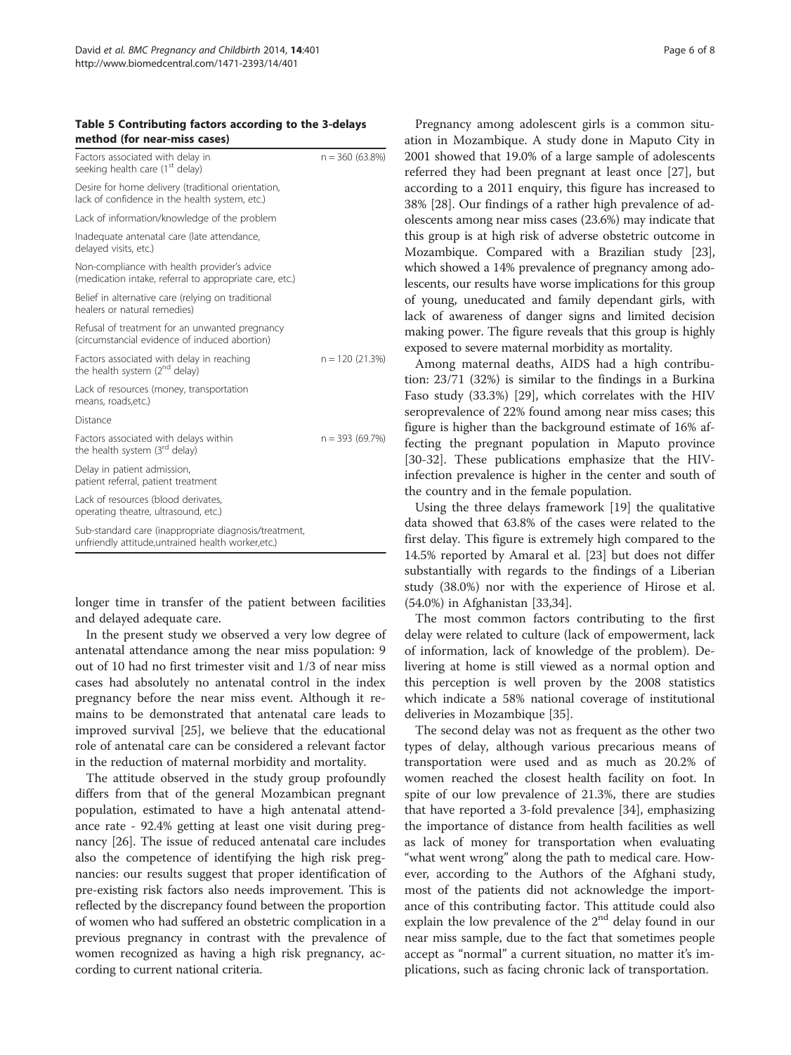**Table 5 Contributing factors according to the 3-delays method (for near-miss cases)**

| Factors associated with delay in seeking health care (1st delay) | n = 360 (63.8%) |
| --- | --- |
| Desire for home delivery (traditional orientation, lack of confidence in the health system, etc.) | |
| Lack of information/knowledge of the problem | |
| Inadequate antenatal care (late attendance, delayed visits, etc.) | |
| Non-compliance with health provider's advice (medication intake, referral to appropriate care, etc.) | |
| Belief in alternative care (relying on traditional healers or natural remedies) | |
| Refusal of treatment for an unwanted pregnancy (circumstancial evidence of induced abortion) | |
| Factors associated with delay in reaching the health system (2nd delay) | n = 120 (21.3%) |
| Lack of resources (money, transportation means, roads,etc.) | |
| Distance | |
| Factors associated with delays within the health system (3rd delay) | n = 393 (69.7%) |
| Delay in patient admission, patient referral, patient treatment | |
| Lack of resources (blood derivates, operating theatre, ultrasound, etc.) | |
| Sub-standard care (inappropriate diagnosis/treatment, unfriendly attitude,untrained health worker,etc.) | |

longer time in transfer of the patient between facilities and delayed adequate care.

In the present study we observed a very low degree of antenatal attendance among the near miss population: 9 out of 10 had no first trimester visit and 1/3 of near miss cases had absolutely no antenatal control in the index pregnancy before the near miss event. Although it remains to be demonstrated that antenatal care leads to improved survival [25], we believe that the educational role of antenatal care can be considered a relevant factor in the reduction of maternal morbidity and mortality.

The attitude observed in the study group profoundly differs from that of the general Mozambican pregnant population, estimated to have a high antenatal attendance rate - 92.4% getting at least one visit during pregnancy [26]. The issue of reduced antenatal care includes also the competence of identifying the high risk pregnancies: our results suggest that proper identification of pre-existing risk factors also needs improvement. This is reflected by the discrepancy found between the proportion of women who had suffered an obstetric complication in a previous pregnancy in contrast with the prevalence of women recognized as having a high risk pregnancy, according to current national criteria.

Pregnancy among adolescent girls is a common situation in Mozambique. A study done in Maputo City in 2001 showed that 19.0% of a large sample of adolescents referred they had been pregnant at least once [27], but according to a 2011 enquiry, this figure has increased to 38% [28]. Our findings of a rather high prevalence of adolescents among near miss cases (23.6%) may indicate that this group is at high risk of adverse obstetric outcome in Mozambique. Compared with a Brazilian study [23], which showed a 14% prevalence of pregnancy among adolescents, our results have worse implications for this group of young, uneducated and family dependant girls, with lack of awareness of danger signs and limited decision making power. The figure reveals that this group is highly exposed to severe maternal morbidity as mortality.

Among maternal deaths, AIDS had a high contribution: 23/71 (32%) is similar to the findings in a Burkina Faso study (33.3%) [29], which correlates with the HIV seroprevalence of 22% found among near miss cases; this figure is higher than the background estimate of 16% affecting the pregnant population in Maputo province [30-32]. These publications emphasize that the HIV-infection prevalence is higher in the center and south of the country and in the female population.

Using the three delays framework [19] the qualitative data showed that 63.8% of the cases were related to the first delay. This figure is extremely high compared to the 14.5% reported by Amaral et al. [23] but does not differ substantially with regards to the findings of a Liberian study (38.0%) nor with the experience of Hirose et al. (54.0%) in Afghanistan [33,34].

The most common factors contributing to the first delay were related to culture (lack of empowerment, lack of information, lack of knowledge of the problem). Delivering at home is still viewed as a normal option and this perception is well proven by the 2008 statistics which indicate a 58% national coverage of institutional deliveries in Mozambique [35].

The second delay was not as frequent as the other two types of delay, although various precarious means of transportation were used and as much as 20.2% of women reached the closest health facility on foot. In spite of our low prevalence of 21.3%, there are studies that have reported a 3-fold prevalence [34], emphasizing the importance of distance from health facilities as well as lack of money for transportation when evaluating "what went wrong" along the path to medical care. However, according to the Authors of the Afghani study, most of the patients did not acknowledge the importance of this contributing factor. This attitude could also explain the low prevalence of the 2nd delay found in our near miss sample, due to the fact that sometimes people accept as "normal" a current situation, no matter it's implications, such as facing chronic lack of transportation.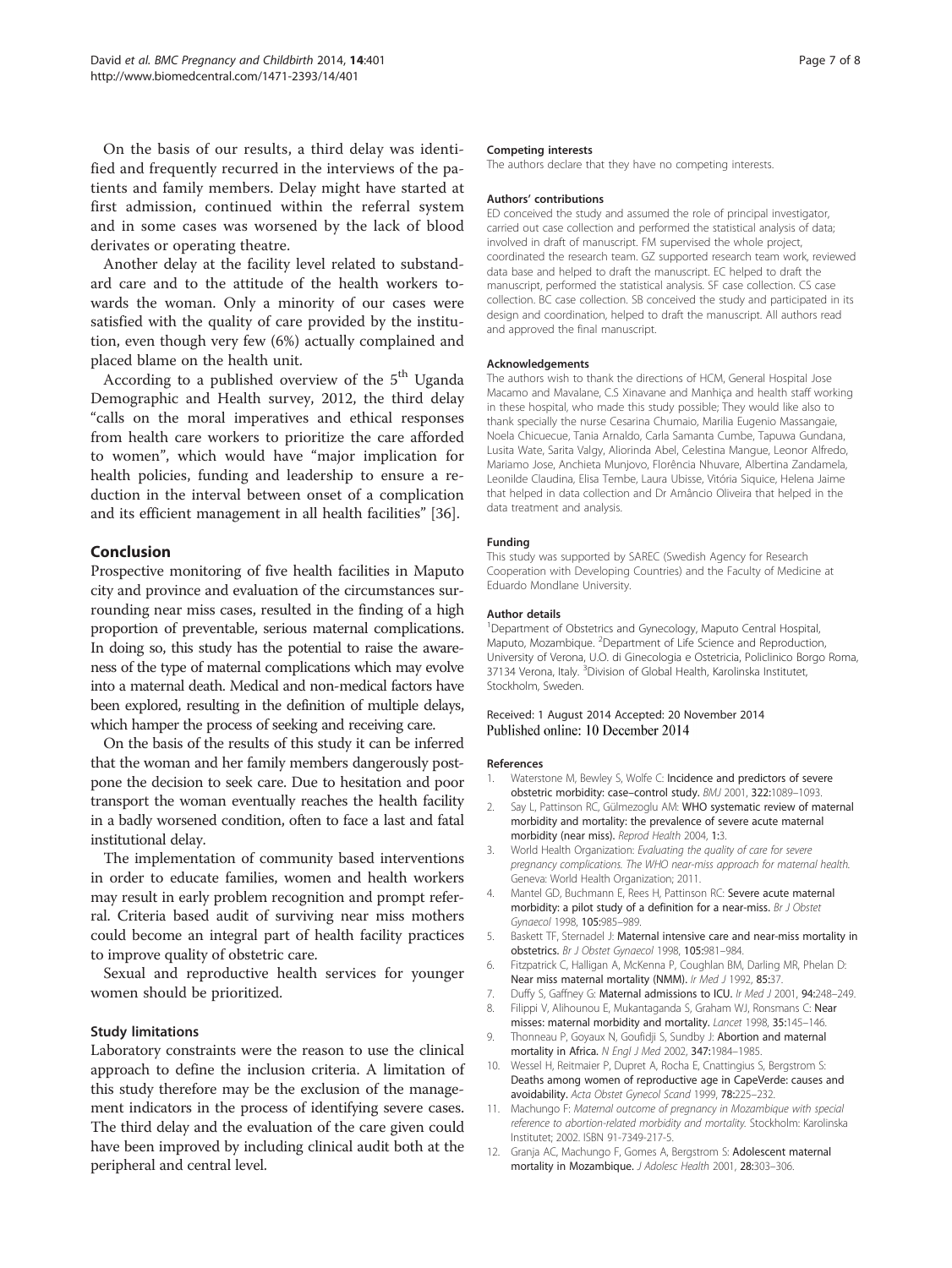On the basis of our results, a third delay was identified and frequently recurred in the interviews of the patients and family members. Delay might have started at first admission, continued within the referral system and in some cases was worsened by the lack of blood derivates or operating theatre.

Another delay at the facility level related to substandard care and to the attitude of the health workers towards the woman. Only a minority of our cases were satisfied with the quality of care provided by the institution, even though very few (6%) actually complained and placed blame on the health unit.

According to a published overview of the 5[th] Uganda Demographic and Health survey, 2012, the third delay "calls on the moral imperatives and ethical responses from health care workers to prioritize the care afforded to women", which would have "major implication for health policies, funding and leadership to ensure a reduction in the interval between onset of a complication and its efficient management in all health facilities" [36].

## Conclusion

Prospective monitoring of five health facilities in Maputo city and province and evaluation of the circumstances surrounding near miss cases, resulted in the finding of a high proportion of preventable, serious maternal complications. In doing so, this study has the potential to raise the awareness of the type of maternal complications which may evolve into a maternal death. Medical and non-medical factors have been explored, resulting in the definition of multiple delays, which hamper the process of seeking and receiving care.

On the basis of the results of this study it can be inferred that the woman and her family members dangerously postpone the decision to seek care. Due to hesitation and poor transport the woman eventually reaches the health facility in a badly worsened condition, often to face a last and fatal institutional delay.

The implementation of community based interventions in order to educate families, women and health workers may result in early problem recognition and prompt referral. Criteria based audit of surviving near miss mothers could become an integral part of health facility practices to improve quality of obstetric care.

Sexual and reproductive health services for younger women should be prioritized.

### Study limitations

Laboratory constraints were the reason to use the clinical approach to define the inclusion criteria. A limitation of this study therefore may be the exclusion of the management indicators in the process of identifying severe cases. The third delay and the evaluation of the care given could have been improved by including clinical audit both at the peripheral and central level.

#### Competing interests

The authors declare that they have no competing interests.

#### Authors' contributions

ED conceived the study and assumed the role of principal investigator, carried out case collection and performed the statistical analysis of data; involved in draft of manuscript. FM supervised the whole project, coordinated the research team. GZ supported research team work, reviewed data base and helped to draft the manuscript. EC helped to draft the manuscript, performed the statistical analysis. SF case collection. CS case collection. BC case collection. SB conceived the study and participated in its design and coordination, helped to draft the manuscript. All authors read and approved the final manuscript.

#### Acknowledgements

The authors wish to thank the directions of HCM, General Hospital Jose Macamo and Mavalane, C.S Xinavane and Manhiça and health staff working in these hospital, who made this study possible; They would like also to thank specially the nurse Cesarina Chumaio, Marilia Eugenio Massangaie, Noela Chicuecue, Tania Arnaldo, Carla Samanta Cumbe, Tapuwa Gundana, Lusita Wate, Sarita Valgy, Aliorinda Abel, Celestina Mangue, Leonor Alfredo, Mariamo Jose, Anchieta Munjovo, Florência Nhuvare, Albertina Zandamela, Leonilde Claudina, Elisa Tembe, Laura Ubisse, Vitória Siquice, Helena Jaime that helped in data collection and Dr Amâncio Oliveira that helped in the data treatment and analysis.

#### Funding

This study was supported by SAREC (Swedish Agency for Research Cooperation with Developing Countries) and the Faculty of Medicine at Eduardo Mondlane University.

#### Author details

[1]Department of Obstetrics and Gynecology, Maputo Central Hospital, Maputo, Mozambique. [2]Department of Life Science and Reproduction, University of Verona, U.O. di Ginecologia e Ostetricia, Policlinico Borgo Roma, 37134 Verona, Italy. [3]Division of Global Health, Karolinska Institutet, Stockholm, Sweden.

Received: 1 August 2014 Accepted: 20 November 2014
Published online: 10 December 2014

#### References

1. Waterstone M, Bewley S, Wolfe C: **Incidence and predictors of severe obstetric morbidity: case–control study.** *BMJ* 2001, **322:**1089–1093.
2. Say L, Pattinson RC, Gülmezoglu AM: **WHO systematic review of maternal morbidity and mortality: the prevalence of severe acute maternal morbidity (near miss).** *Reprod Health* 2004, **1:**3.
3. World Health Organization: *Evaluating the quality of care for severe pregnancy complications. The WHO near-miss approach for maternal health.* Geneva: World Health Organization; 2011.
4. Mantel GD, Buchmann E, Rees H, Pattinson RC: **Severe acute maternal morbidity: a pilot study of a definition for a near-miss.** *Br J Obstet Gynaecol* 1998, **105:**985–989.
5. Baskett TF, Sternadel J: **Maternal intensive care and near-miss mortality in obstetrics.** *Br J Obstet Gynaecol* 1998, **105:**981–984.
6. Fitzpatrick C, Halligan A, McKenna P, Coughlan BM, Darling MR, Phelan D: **Near miss maternal mortality (NMM).** *Ir Med J* 1992, **85:**37.
7. Duffy S, Gaffney G: **Maternal admissions to ICU.** *Ir Med J* 2001, **94:**248–249.
8. Filippi V, Alihounou E, Mukantaganda S, Graham WJ, Ronsmans C: **Near misses: maternal morbidity and mortality.** *Lancet* 1998, **35:**145–146.
9. Thonneau P, Goyaux N, Goufidji S, Sundby J: **Abortion and maternal mortality in Africa.** *N Engl J Med* 2002, **347:**1984–1985.
10. Wessel H, Reitmaier P, Dupret A, Rocha E, Cnattingius S, Bergstrom S: **Deaths among women of reproductive age in CapeVerde: causes and avoidability.** *Acta Obstet Gynecol Scand* 1999, **78:**225–232.
11. Machungo F: *Maternal outcome of pregnancy in Mozambique with special reference to abortion-related morbidity and mortality.* Stockholm: Karolinska Institutet; 2002. ISBN 91-7349-217-5.
12. Granja AC, Machungo F, Gomes A, Bergstrom S: **Adolescent maternal mortality in Mozambique.** *J Adolesc Health* 2001, **28:**303–306.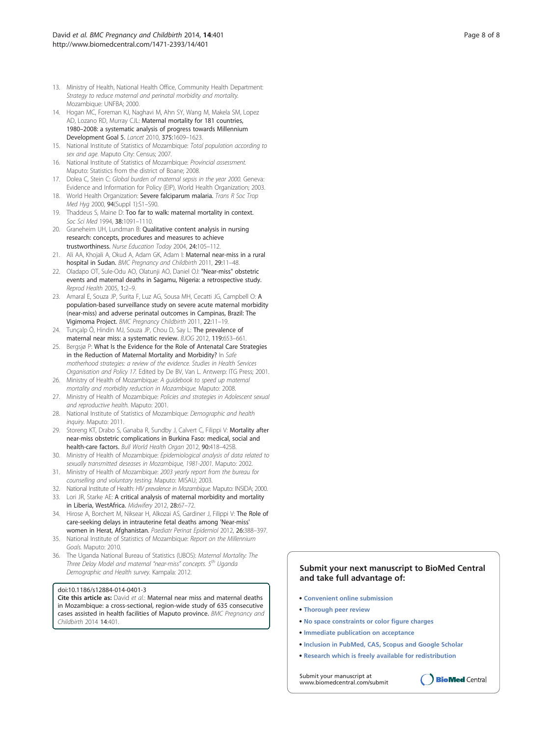13. Ministry of Health, National Health Office, Community Health Department: *Strategy to reduce maternal and perinatal morbidity and mortality.* Mozambique: UNFBA; 2000.
14. Hogan MC, Foreman KJ, Naghavi M, Ahn SY, Wang M, Makela SM, Lopez AD, Lozano RD, Murray CJL: **Maternal mortality for 181 countries, 1980–2008: a systematic analysis of progress towards Millennium Development Goal 5.** *Lancet* 2010, **375:**1609–1623.
15. National Institute of Statistics of Mozambique: *Total population according to sex and age.* Maputo City: Census; 2007.
16. National Institute of Statistics of Mozambique: *Provincial assessment.* Maputo: Statistics from the district of Boane; 2008.
17. Dolea C, Stein C: *Global burden of maternal sepsis in the year 2000.* Geneva: Evidence and Information for Policy (EIP), World Health Organization; 2003.
18. World Health Organization: **Severe falciparum malaria.** *Trans R Soc Trop Med Hyg* 2000, **94**(Suppl 1):S1–S90.
19. Thaddeus S, Maine D: **Too far to walk: maternal mortality in context.** *Soc Sci Med* 1994, **38:**1091–1110.
20. Graneheim UH, Lundman B: **Qualitative content analysis in nursing research: concepts, procedures and measures to achieve trustworthiness.** *Nurse Education Today* 2004, **24:**105–112.
21. Ali AA, Khojali A, Okud A, Adam GK, Adam I: **Maternal near-miss in a rural hospital in Sudan.** *BMC Pregnancy and Childbirth* 2011, **29:**11–48.
22. Oladapo OT, Sule-Odu AO, Olatunji AO, Daniel OJ: **"Near-miss" obstetric events and maternal deaths in Sagamu, Nigeria: a retrospective study.** *Reprod Health* 2005, **1:**2–9.
23. Amaral E, Souza JP, Surita F, Luz AG, Sousa MH, Cecatti JG, Campbell O: **A population-based surveillance study on severe acute maternal morbidity (near-miss) and adverse perinatal outcomes in Campinas, Brazil: The Vigimoma Project.** *BMC Pregnancy Childbirth* 2011, **22:**11–19.
24. Tunçalp Ö, Hindin MJ, Souza JP, Chou D, Say L: **The prevalence of maternal near miss: a systematic review.** *BJOG* 2012, **119:**653–661.
25. Bergsjø P: **What Is the Evidence for the Role of Antenatal Care Strategies in the Reduction of Maternal Mortality and Morbidity?** In *Safe motherhood strategies: a review of the evidence. Studies in Health Services Organisation and Policy 17.* Edited by De BV, Van L. Antwerp: ITG Press; 2001.
26. Ministry of Health of Mozambique: *A guidebook to speed up maternal mortality and morbidity reduction in Mozambique.* Maputo: 2008.
27. Ministry of Health of Mozambique: *Policies and strategies in Adolescent sexual and reproductive health.* Maputo: 2001.
28. National Institute of Statistics of Mozambique: *Demographic and health inquiry.* Maputo: 2011.
29. Storeng KT, Drabo S, Ganaba R, Sundby J, Calvert C, Filippi V: **Mortality after near-miss obstetric complications in Burkina Faso: medical, social and health-care factors.** *Bull World Health Organ* 2012, **90:**418–425B.
30. Ministry of Health of Mozambique: *Epidemiological analysis of data related to sexually transmitted deseases in Mozambique, 1981-2001.* Maputo: 2002.
31. Ministry of Health of Mozambique: *2003 yearly report from the bureau for counselling and voluntary testing.* Maputo: MISAU; 2003.
32. National Institute of Health: *HIV prevalence in Mozambique.* Maputo: INSIDA; 2000.
33. Lori JR, Starke AE: **A critical analysis of maternal morbidity and mortality in Liberia, WestAfrica.** *Midwifery* 2012, **28:**67–72.
34. Hirose A, Borchert M, Niksear H, Alkozai AS, Gardiner J, Filippi V: **The Role of care-seeking delays in intrauterine fetal deaths among 'Near-miss' women in Herat, Afghanistan.** *Paediatr Perinat Epidemiol* 2012, **26:**388–397.
35. National Institute of Statistics of Mozambique: *Report on the Millennium Goals.* Maputo: 2010.
36. The Uganda National Bureau of Statistics (UBOS): *Maternal Mortality: The Three Delay Model and maternal "near-miss" concepts. 5th Uganda Demographic and Health survey.* Kampala: 2012.

doi:10.1186/s12884-014-0401-3

**Cite this article as:** David *et al.*: Maternal near miss and maternal deaths in Mozambique: a cross-sectional, region-wide study of 635 consecutive cases assisted in health facilities of Maputo province. *BMC Pregnancy and Childbirth* 2014 **14**:401.

**Submit your next manuscript to BioMed Central and take full advantage of:**

- **Convenient online submission**
- **Thorough peer review**
- **No space constraints or color figure charges**
- **Immediate publication on acceptance**
- **Inclusion in PubMed, CAS, Scopus and Google Scholar**
- **Research which is freely available for redistribution**

Submit your manuscript at www.biomedcentral.com/submit